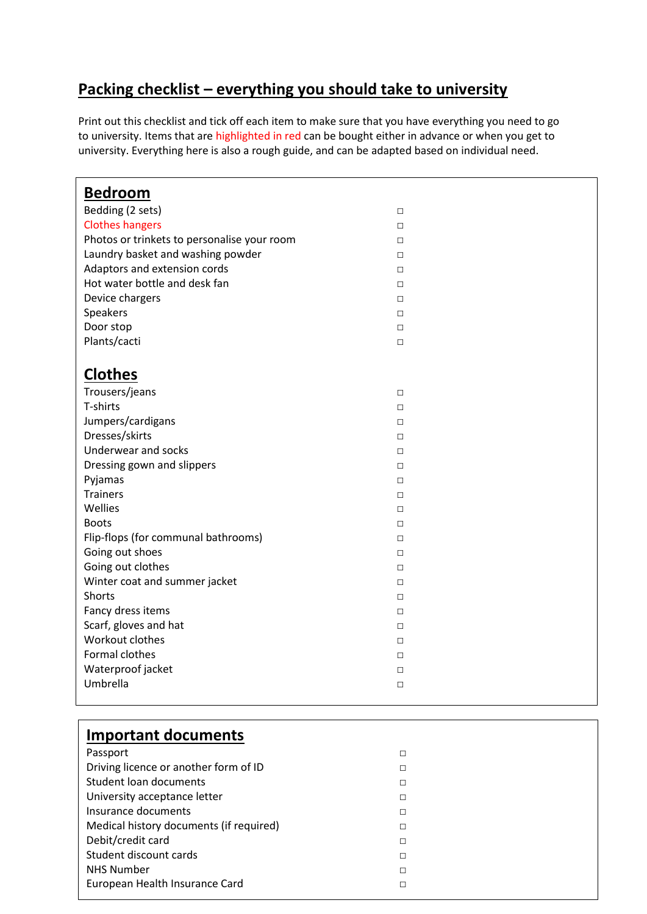# Packing checklist – everything you should take to university

Print out this checklist and tick off each item to make sure that you have everything you need to go to university. Items that are highlighted in red can be bought either in advance or when you get to university. Everything here is also a rough guide, and can be adapted based on individual need.

## Bedroom

- Bedding (2 sets) ☐
- Clothes hangers ☐
- Photos or trinkets to personalise your room ☐
- Laundry basket and washing powder ☐
- Adaptors and extension cords ☐
- Hot water bottle and desk fan ☐
- Device chargers ☐
- Speakers ☐
- Door stop ☐
- Plants/cacti ☐

## Clothes

- Trousers/jeans ☐
- T-shirts ☐
- Jumpers/cardigans ☐
- Dresses/skirts ☐
- Underwear and socks ☐
- Dressing gown and slippers ☐
- Pyjamas ☐
- Trainers ☐
- Wellies ☐
- Boots ☐
- Flip-flops (for communal bathrooms) ☐
- Going out shoes ☐
- Going out clothes ☐
- Winter coat and summer jacket ☐
- Shorts ☐
- Fancy dress items ☐
- Scarf, gloves and hat ☐
- Workout clothes ☐
- Formal clothes ☐
- Waterproof jacket ☐
- Umbrella ☐

## Important documents

- Passport ☐
- Driving licence or another form of ID ☐
- Student loan documents ☐
- University acceptance letter ☐
- Insurance documents ☐
- Medical history documents (if required) ☐
- Debit/credit card ☐
- Student discount cards ☐
- NHS Number ☐
- European Health Insurance Card ☐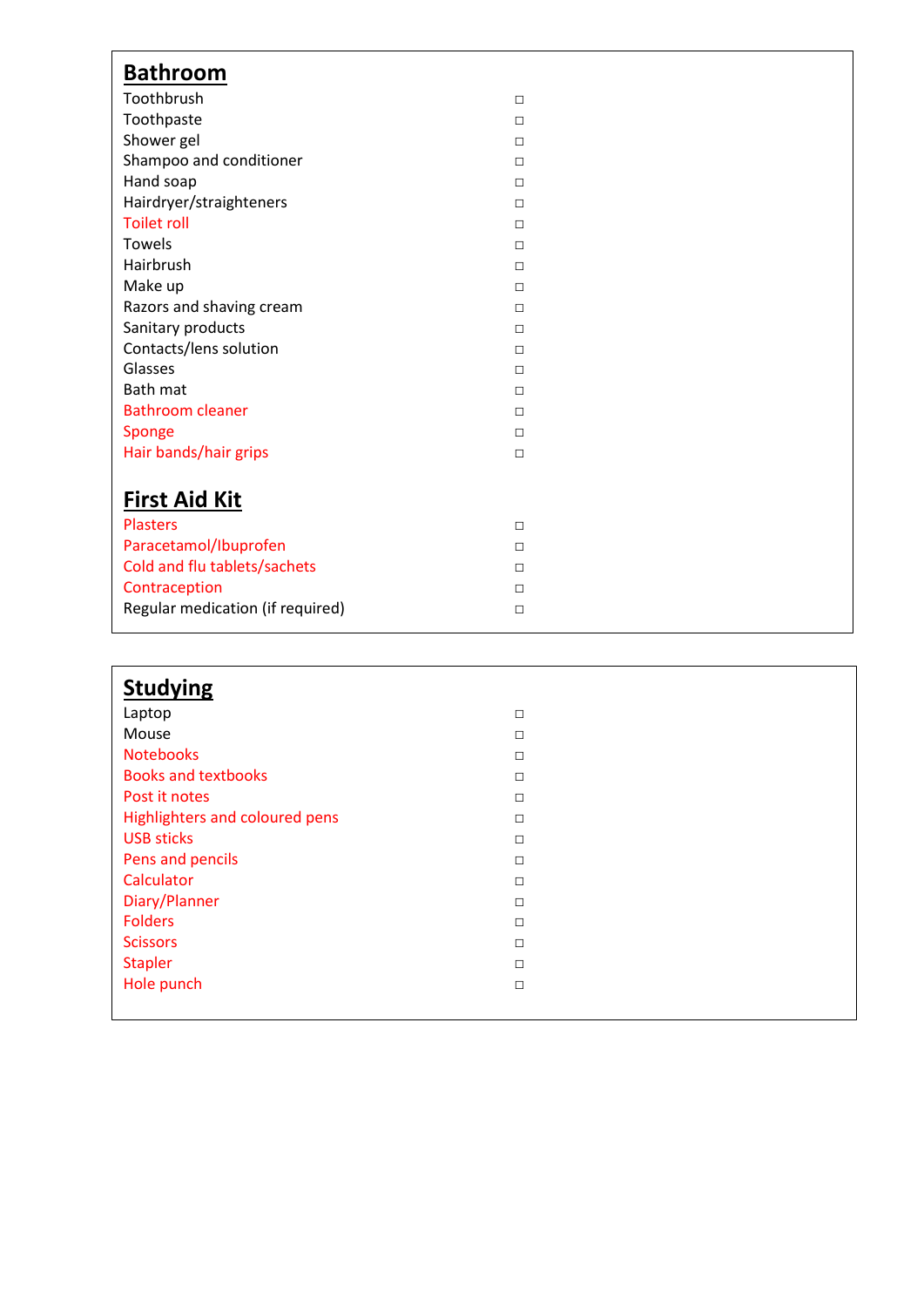## Bathroom

- Toothbrush ☐
- Toothpaste ☐
- Shower gel ☐
- Shampoo and conditioner ☐
- Hand soap ☐
- Hairdryer/straighteners ☐
- Toilet roll ☐
- Towels ☐
- Hairbrush ☐
- Make up ☐
- Razors and shaving cream ☐
- Sanitary products ☐
- Contacts/lens solution ☐
- Glasses ☐
- Bath mat ☐
- Bathroom cleaner ☐
- Sponge ☐
- Hair bands/hair grips ☐

## First Aid Kit

- Plasters ☐
- Paracetamol/Ibuprofen ☐
- Cold and flu tablets/sachets ☐
- Contraception ☐
- Regular medication (if required) ☐

## Studying

- Laptop ☐
- Mouse ☐
- Notebooks ☐
- Books and textbooks ☐
- Post it notes ☐
- Highlighters and coloured pens ☐
- USB sticks ☐
- Pens and pencils ☐
- Calculator ☐
- Diary/Planner ☐
- Folders ☐
- Scissors ☐
- Stapler ☐
- Hole punch ☐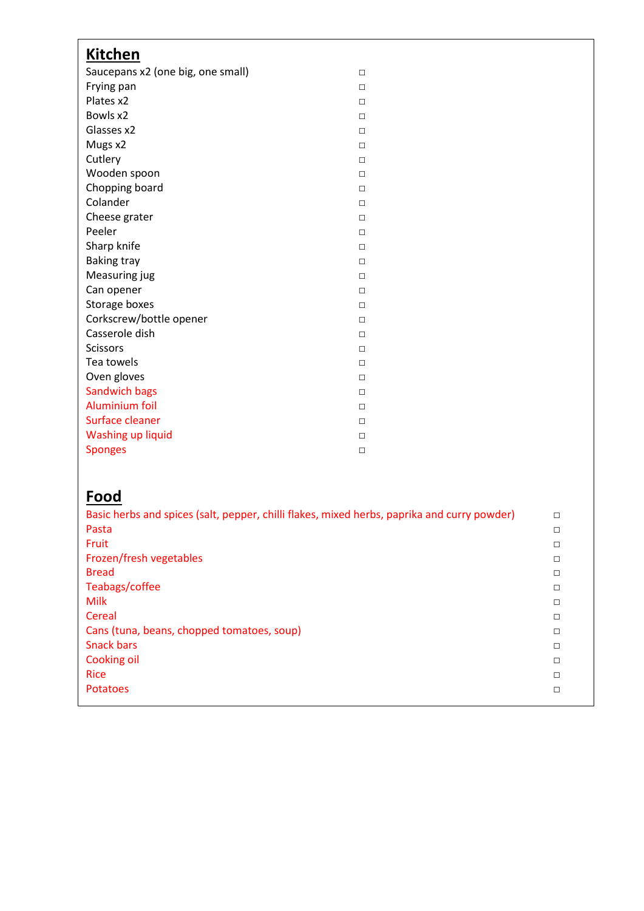## Kitchen

- Saucepans x2 (one big, one small) ☐
- Frying pan ☐
- Plates x2 ☐
- Bowls x2 ☐
- Glasses x2 ☐
- Mugs x2 ☐
- Cutlery ☐
- Wooden spoon ☐
- Chopping board ☐
- Colander ☐
- Cheese grater ☐
- Peeler ☐
- Sharp knife ☐
- Baking tray ☐
- Measuring jug ☐
- Can opener ☐
- Storage boxes ☐
- Corkscrew/bottle opener ☐
- Casserole dish ☐
- Scissors ☐
- Tea towels ☐
- Oven gloves ☐
- Sandwich bags ☐
- Aluminium foil ☐
- Surface cleaner ☐
- Washing up liquid ☐
- Sponges ☐

## Food

- Basic herbs and spices (salt, pepper, chilli flakes, mixed herbs, paprika and curry powder) ☐
- Pasta ☐
- Fruit ☐
- Frozen/fresh vegetables ☐
- Bread ☐
- Teabags/coffee ☐
- Milk ☐
- Cereal ☐
- Cans (tuna, beans, chopped tomatoes, soup) ☐
- Snack bars ☐
- Cooking oil ☐
- Rice ☐
- Potatoes ☐